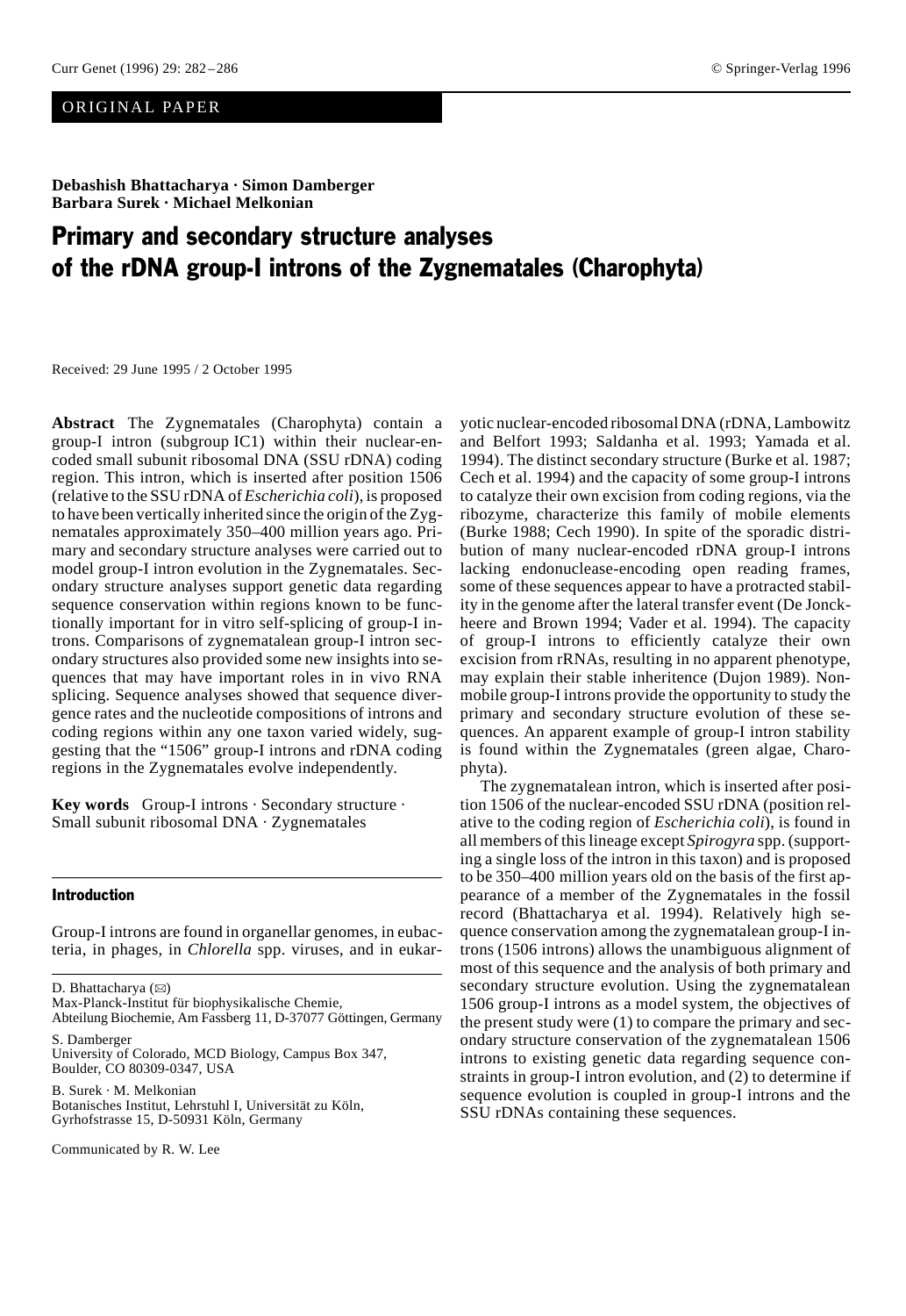ORIGINAL PAPER

**Debashish Bhattacharya · Simon Damberger**
**Barbara Surek · Michael Melkonian**

# Primary and secondary structure analyses of the rDNA group-I introns of the Zygnematales (Charophyta)

Received: 29 June 1995 / 2 October 1995

**Abstract** The Zygnematales (Charophyta) contain a group-I intron (subgroup IC1) within their nuclear-encoded small subunit ribosomal DNA (SSU rDNA) coding region. This intron, which is inserted after position 1506 (relative to the SSU rDNA of *Escherichia coli*), is proposed to have been vertically inherited since the origin of the Zygnematales approximately 350–400 million years ago. Primary and secondary structure analyses were carried out to model group-I intron evolution in the Zygnematales. Secondary structure analyses support genetic data regarding sequence conservation within regions known to be functionally important for in vitro self-splicing of group-I introns. Comparisons of zygnematalean group-I intron secondary structures also provided some new insights into sequences that may have important roles in in vivo RNA splicing. Sequence analyses showed that sequence divergence rates and the nucleotide compositions of introns and coding regions within any one taxon varied widely, suggesting that the "1506" group-I introns and rDNA coding regions in the Zygnematales evolve independently.

**Key words** Group-I introns · Secondary structure · Small subunit ribosomal DNA · Zygnematales

## Introduction

Group-I introns are found in organellar genomes, in eubacteria, in phages, in *Chlorella* spp. viruses, and in eukaryotic nuclear-encoded ribosomal DNA (rDNA, Lambowitz and Belfort 1993; Saldanha et al. 1993; Yamada et al. 1994). The distinct secondary structure (Burke et al. 1987; Cech et al. 1994) and the capacity of some group-I introns to catalyze their own excision from coding regions, via the ribozyme, characterize this family of mobile elements (Burke 1988; Cech 1990). In spite of the sporadic distribution of many nuclear-encoded rDNA group-I introns lacking endonuclease-encoding open reading frames, some of these sequences appear to have a protracted stability in the genome after the lateral transfer event (De Jonckheere and Brown 1994; Vader et al. 1994). The capacity of group-I introns to efficiently catalyze their own excision from rRNAs, resulting in no apparent phenotype, may explain their stable inheritence (Dujon 1989). Non-mobile group-I introns provide the opportunity to study the primary and secondary structure evolution of these sequences. An apparent example of group-I intron stability is found within the Zygnematales (green algae, Charophyta).

The zygnematalean intron, which is inserted after position 1506 of the nuclear-encoded SSU rDNA (position relative to the coding region of *Escherichia coli*), is found in all members of this lineage except *Spirogyra* spp. (supporting a single loss of the intron in this taxon) and is proposed to be 350–400 million years old on the basis of the first appearance of a member of the Zygnematales in the fossil record (Bhattacharya et al. 1994). Relatively high sequence conservation among the zygnematalean group-I introns (1506 introns) allows the unambiguous alignment of most of this sequence and the analysis of both primary and secondary structure evolution. Using the zygnematalean 1506 group-I introns as a model system, the objectives of the present study were (1) to compare the primary and secondary structure conservation of the zygnematalean 1506 introns to existing genetic data regarding sequence constraints in group-I intron evolution, and (2) to determine if sequence evolution is coupled in group-I introns and the SSU rDNAs containing these sequences.

D. Bhattacharya (✉)
Max-Planck-Institut für biophysikalische Chemie,
Abteilung Biochemie, Am Fassberg 11, D-37077 Göttingen, Germany

S. Damberger
University of Colorado, MCD Biology, Campus Box 347,
Boulder, CO 80309-0347, USA

B. Surek · M. Melkonian
Botanisches Institut, Lehrstuhl I, Universität zu Köln,
Gyrhofstrasse 15, D-50931 Köln, Germany

Communicated by R. W. Lee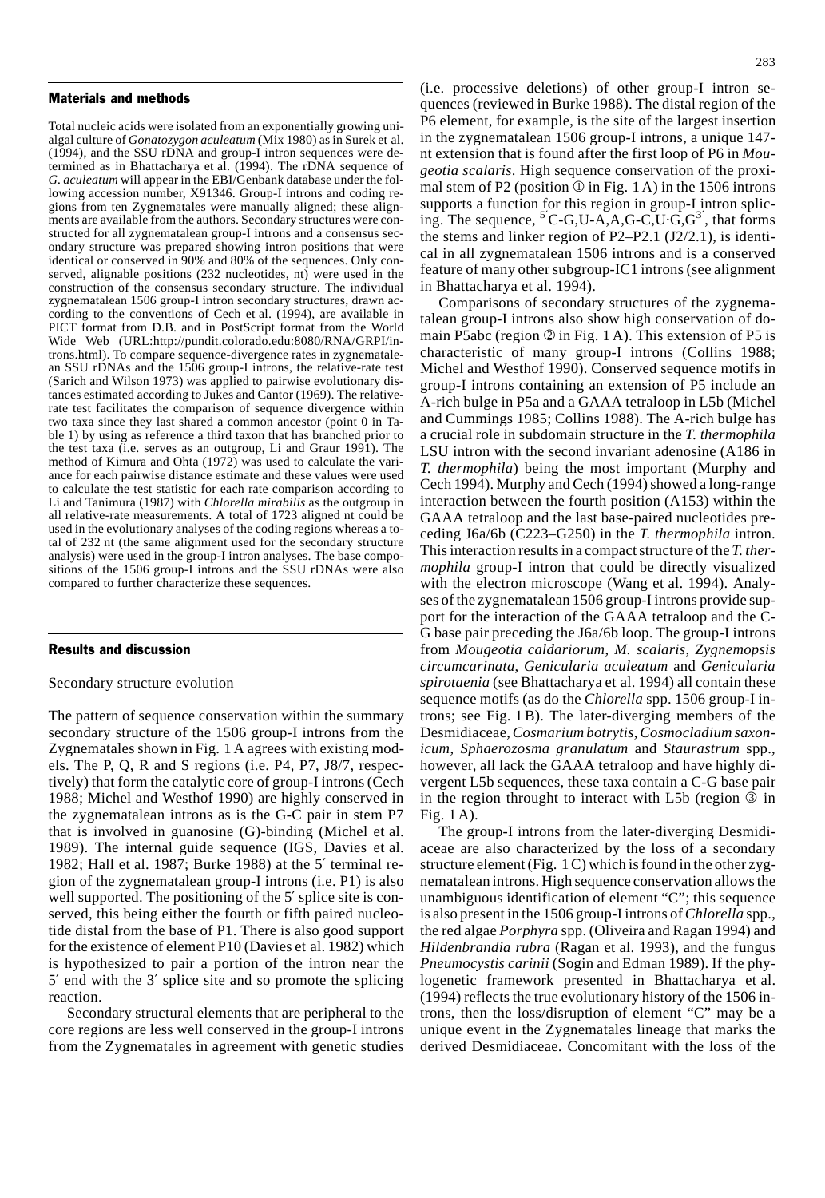## Materials and methods

Total nucleic acids were isolated from an exponentially growing unialgal culture of *Gonatozygon aculeatum* (Mix 1980) as in Surek et al. (1994), and the SSU rDNA and group-I intron sequences were determined as in Bhattacharya et al. (1994). The rDNA sequence of *G. aculeatum* will appear in the EBI/Genbank database under the following accession number, X91346. Group-I introns and coding regions from ten Zygnematales were manually aligned; these alignments are available from the authors. Secondary structures were constructed for all zygnematalean group-I introns and a consensus secondary structure was prepared showing intron positions that were identical or conserved in 90% and 80% of the sequences. Only conserved, alignable positions (232 nucleotides, nt) were used in the construction of the consensus secondary structure. The individual zygnematalean 1506 group-I intron secondary structures, drawn according to the conventions of Cech et al. (1994), are available in PICT format from D.B. and in PostScript format from the World Wide Web (URL:http://pundit.colorado.edu:8080/RNA/GRPI/introns.html). To compare sequence-divergence rates in zygnematalean SSU rDNAs and the 1506 group-I introns, the relative-rate test (Sarich and Wilson 1973) was applied to pairwise evolutionary distances estimated according to Jukes and Cantor (1969). The relative-rate test facilitates the comparison of sequence divergence within two taxa since they last shared a common ancestor (point 0 in Table 1) by using as reference a third taxon that has branched prior to the test taxa (i.e. serves as an outgroup, Li and Graur 1991). The method of Kimura and Ohta (1972) was used to calculate the variance for each pairwise distance estimate and these values were used to calculate the test statistic for each rate comparison according to Li and Tanimura (1987) with *Chlorella mirabilis* as the outgroup in all relative-rate measurements. A total of 1723 aligned nt could be used in the evolutionary analyses of the coding regions whereas a total of 232 nt (the same alignment used for the secondary structure analysis) were used in the group-I intron analyses. The base compositions of the 1506 group-I introns and the SSU rDNAs were also compared to further characterize these sequences.

## Results and discussion

### Secondary structure evolution

The pattern of sequence conservation within the summary secondary structure of the 1506 group-I introns from the Zygnematales shown in Fig. 1 A agrees with existing models. The P, Q, R and S regions (i.e. P4, P7, J8/7, respectively) that form the catalytic core of group-I introns (Cech 1988; Michel and Westhof 1990) are highly conserved in the zygnematalean introns as is the G-C pair in stem P7 that is involved in guanosine (G)-binding (Michel et al. 1989). The internal guide sequence (IGS, Davies et al. 1982; Hall et al. 1987; Burke 1988) at the 5′ terminal region of the zygnematalean group-I introns (i.e. P1) is also well supported. The positioning of the 5′ splice site is conserved, this being either the fourth or fifth paired nucleotide distal from the base of P1. There is also good support for the existence of element P10 (Davies et al. 1982) which is hypothesized to pair a portion of the intron near the 5′ end with the 3′ splice site and so promote the splicing reaction.

Secondary structural elements that are peripheral to the core regions are less well conserved in the group-I introns from the Zygnematales in agreement with genetic studies (i.e. processive deletions) of other group-I intron sequences (reviewed in Burke 1988). The distal region of the P6 element, for example, is the site of the largest insertion in the zygnematalean 1506 group-I introns, a unique 147-nt extension that is found after the first loop of P6 in *Mougeotia scalaris*. High sequence conservation of the proximal stem of P2 (position ① in Fig. 1 A) in the 1506 introns supports a function for this region in group-I intron splicing. The sequence, $^{5'}$C-G,U-A,A,G-C,U·G,G$^{3'}$, that forms the stems and linker region of P2–P2.1 (J2/2.1), is identical in all zygnematalean 1506 introns and is a conserved feature of many other subgroup-IC1 introns (see alignment in Bhattacharya et al. 1994).

Comparisons of secondary structures of the zygnematalean group-I introns also show high conservation of domain P5abc (region ② in Fig. 1 A). This extension of P5 is characteristic of many group-I introns (Collins 1988; Michel and Westhof 1990). Conserved sequence motifs in group-I introns containing an extension of P5 include an A-rich bulge in P5a and a GAAA tetraloop in L5b (Michel and Cummings 1985; Collins 1988). The A-rich bulge has a crucial role in subdomain structure in the *T. thermophila* LSU intron with the second invariant adenosine (A186 in *T. thermophila*) being the most important (Murphy and Cech 1994). Murphy and Cech (1994) showed a long-range interaction between the fourth position (A153) within the GAAA tetraloop and the last base-paired nucleotides preceding J6a/6b (C223–G250) in the *T. thermophila* intron. This interaction results in a compact structure of the *T. thermophila* group-I intron that could be directly visualized with the electron microscope (Wang et al. 1994). Analyses of the zygnematalean 1506 group-I introns provide support for the interaction of the GAAA tetraloop and the C-G base pair preceding the J6a/6b loop. The group-I introns from *Mougeotia caldariorum*, *M. scalaris*, *Zygnemopsis circumcarinata*, *Genicularia aculeatum* and *Genicularia spirotaenia* (see Bhattacharya et al. 1994) all contain these sequence motifs (as do the *Chlorella* spp. 1506 group-I introns; see Fig. 1 B). The later-diverging members of the Desmidiaceae, *Cosmarium botrytis*, *Cosmocladium saxonicum*, *Sphaerozosma granulatum* and *Staurastrum* spp., however, all lack the GAAA tetraloop and have highly divergent L5b sequences, these taxa contain a C-G base pair in the region throught to interact with L5b (region ③ in Fig. 1 A).

The group-I introns from the later-diverging Desmidiaceae are also characterized by the loss of a secondary structure element (Fig. 1 C) which is found in the other zygnematalean introns. High sequence conservation allows the unambiguous identification of element "C"; this sequence is also present in the 1506 group-I introns of *Chlorella* spp., the red algae *Porphyra* spp. (Oliveira and Ragan 1994) and *Hildenbrandia rubra* (Ragan et al. 1993), and the fungus *Pneumocystis carinii* (Sogin and Edman 1989). If the phylogenetic framework presented in Bhattacharya et al. (1994) reflects the true evolutionary history of the 1506 introns, then the loss/disruption of element "C" may be a unique event in the Zygnematales lineage that marks the derived Desmidiaceae. Concomitant with the loss of the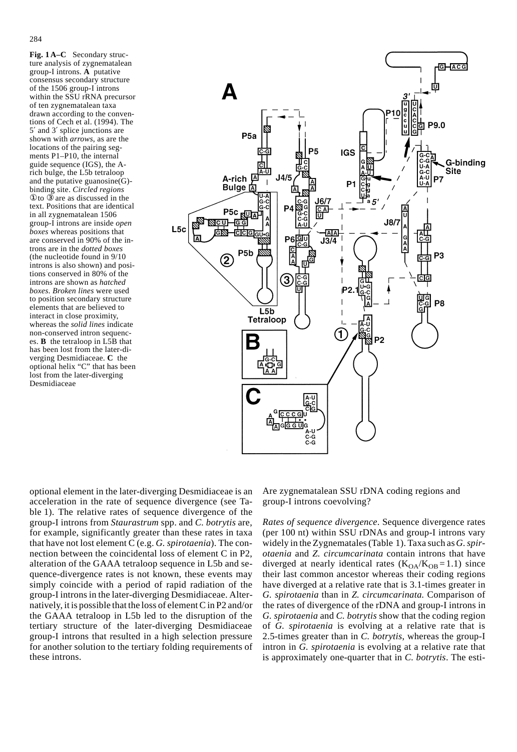**Fig. 1 A–C** Secondary structure analysis of zygnematalean group-I introns. **A** putative consensus secondary structure of the 1506 group-I introns within the SSU rRNA precursor of ten zygnematalean taxa drawn according to the conventions of Cech et al. (1994). The 5′ and 3′ splice junctions are shown with *arrows*, as are the locations of the pairing segments P1–P10, the internal guide sequence (IGS), the A-rich bulge, the L5b tetraloop and the putative guanosine(G)-binding site. *Circled regions* ① to ③ are as discussed in the text. Positions that are identical in all zygnematalean 1506 group-I introns are inside *open boxes* whereas positions that are conserved in 90% of the introns are in the *dotted boxes* (the nucleotide found in 9/10 introns is also shown) and positions conserved in 80% of the introns are shown as *hatched boxes*. *Broken lines* were used to position secondary structure elements that are believed to interact in close proximity, whereas the *solid lines* indicate non-conserved intron sequences. **B** the tetraloop in L5B that has been lost from the later-diverging Desmidiaceae. **C** the optional helix "C" that has been lost from the later-diverging Desmidiaceae

optional element in the later-diverging Desmidiaceae is an acceleration in the rate of sequence divergence (see Table 1). The relative rates of sequence divergence of the group-I introns from *Staurastrum* spp. and *C. botrytis* are, for example, significantly greater than these rates in taxa that have not lost element C (e.g. *G. spirotaenia*). The connection between the coincidental loss of element C in P2, alteration of the GAAA tetraloop sequence in L5b and sequence-divergence rates is not known, these events may simply coincide with a period of rapid radiation of the group-I introns in the later-diverging Desmidiaceae. Alternatively, it is possible that the loss of element C in P2 and/or the GAAA tetraloop in L5b led to the disruption of the tertiary structure of the later-diverging Desmidiaceae group-I introns that resulted in a high selection pressure for another solution to the tertiary folding requirements of these introns.

Are zygnematalean SSU rDNA coding regions and group-I introns coevolving?

*Rates of sequence divergence*. Sequence divergence rates (per 100 nt) within SSU rDNAs and group-I introns vary widely in the Zygnematales (Table 1). Taxa such as *G. spirotaenia* and *Z. circumcarinata* contain introns that have diverged at nearly identical rates ($K_{OA}/K_{OB} = 1.1$) since their last common ancestor whereas their coding regions have diverged at a relative rate that is 3.1-times greater in *G. spirotaenia* than in *Z. circumcarinata*. Comparison of the rates of divergence of the rDNA and group-I introns in *G. spirotaenia* and *C. botrytis* show that the coding region of *G. spirotaenia* is evolving at a relative rate that is 2.5-times greater than in *C. botrytis*, whereas the group-I intron in *G. spirotaenia* is evolving at a relative rate that is approximately one-quarter that in *C. botrytis*. The esti-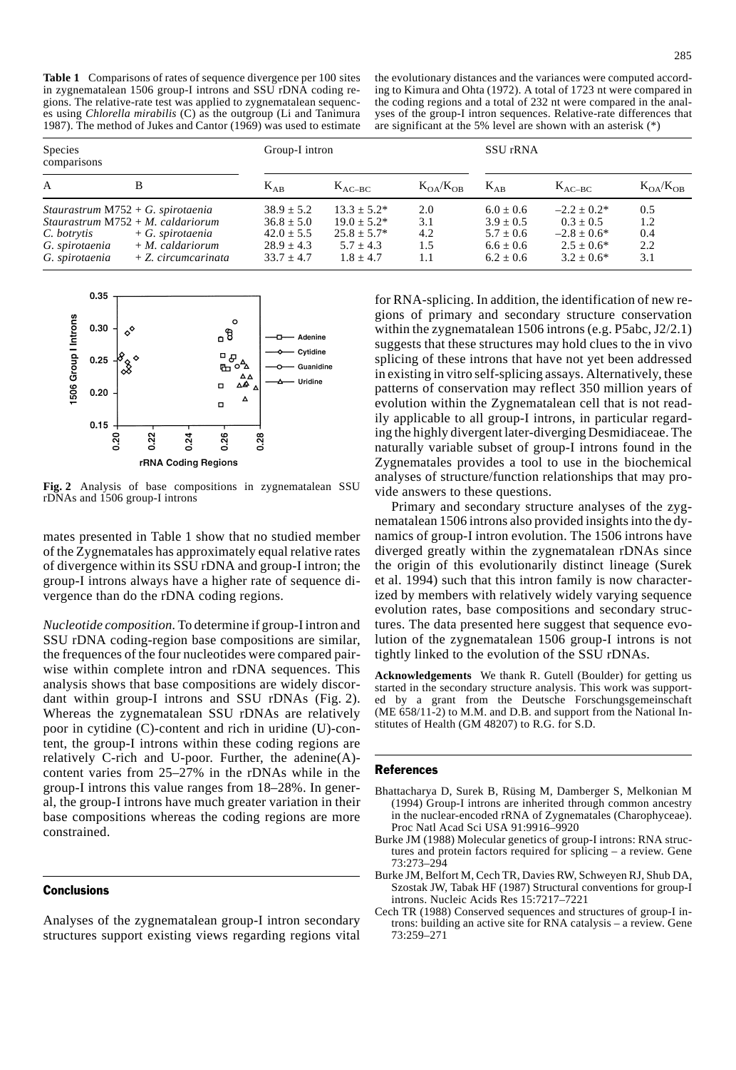**Table 1** Comparisons of rates of sequence divergence per 100 sites in zygnematalean 1506 group-I introns and SSU rDNA coding regions. The relative-rate test was applied to zygnematalean sequences using *Chlorella mirabilis* (C) as the outgroup (Li and Tanimura 1987). The method of Jukes and Cantor (1969) was used to estimate the evolutionary distances and the variances were computed according to Kimura and Ohta (1972). A total of 1723 nt were compared in the coding regions and a total of 232 nt were compared in the analyses of the group-I intron sequences. Relative-rate differences that are significant at the 5% level are shown with an asterisk (*)

| Species comparisons | | Group-I intron | | | SSU rRNA | | |
|---|---|---|---|---|---|---|---|
| A | B | $K_{AB}$ | $K_{AC-BC}$ | $K_{OA}/K_{OB}$ | $K_{AB}$ | $K_{AC-BC}$ | $K_{OA}/K_{OB}$ |
| *Staurastrum* M752 | + *G. spirotaenia* | 38.9 ± 5.2 | 13.3 ± 5.2* | 2.0 | 6.0 ± 0.6 | –2.2 ± 0.2* | 0.5 |
| *Staurastrum* M752 | + *M. caldariorum* | 36.8 ± 5.0 | 19.0 ± 5.2* | 3.1 | 3.9 ± 0.5 | 0.3 ± 0.5 | 1.2 |
| *C. botrytis* | + *G. spirotaenia* | 42.0 ± 5.5 | 25.8 ± 5.7* | 4.2 | 5.7 ± 0.6 | –2.8 ± 0.6* | 0.4 |
| *G. spirotaenia* | + *M. caldariorum* | 28.9 ± 4.3 | 5.7 ± 4.3 | 1.5 | 6.6 ± 0.6 | 2.5 ± 0.6* | 2.2 |
| *G. spirotaenia* | + *Z. circumcarinata* | 33.7 ± 4.7 | 1.8 ± 4.7 | 1.1 | 6.2 ± 0.6 | 3.2 ± 0.6* | 3.1 |

**Fig. 2** Analysis of base compositions in zygnematalean SSU rDNAs and 1506 group-I introns

mates presented in Table 1 show that no studied member of the Zygnematales has approximately equal relative rates of divergence within its SSU rDNA and group-I intron; the group-I introns always have a higher rate of sequence divergence than do the rDNA coding regions.

*Nucleotide composition.* To determine if group-I intron and SSU rDNA coding-region base compositions are similar, the frequences of the four nucleotides were compared pairwise within complete intron and rDNA sequences. This analysis shows that base compositions are widely discordant within group-I introns and SSU rDNAs (Fig. 2). Whereas the zygnematalean SSU rDNAs are relatively poor in cytidine (C)-content and rich in uridine (U)-content, the group-I introns within these coding regions are relatively C-rich and U-poor. Further, the adenine(A)-content varies from 25–27% in the rDNAs while in the group-I introns this value ranges from 18–28%. In general, the group-I introns have much greater variation in their base compositions whereas the coding regions are more constrained.

## Conclusions

Analyses of the zygnematalean group-I intron secondary structures support existing views regarding regions vital for RNA-splicing. In addition, the identification of new regions of primary and secondary structure conservation within the zygnematalean 1506 introns (e.g. P5abc, J2/2.1) suggests that these structures may hold clues to the in vivo splicing of these introns that have not yet been addressed in existing in vitro self-splicing assays. Alternatively, these patterns of conservation may reflect 350 million years of evolution within the Zygnematalean cell that is not readily applicable to all group-I introns, in particular regarding the highly divergent later-diverging Desmidiaceae. The naturally variable subset of group-I introns found in the Zygnematales provides a tool to use in the biochemical analyses of structure/function relationships that may provide answers to these questions.

Primary and secondary structure analyses of the zygnematalean 1506 introns also provided insights into the dynamics of group-I intron evolution. The 1506 introns have diverged greatly within the zygnematalean rDNAs since the origin of this evolutionarily distinct lineage (Surek et al. 1994) such that this intron family is now characterized by members with relatively widely varying sequence evolution rates, base compositions and secondary structures. The data presented here suggest that sequence evolution of the zygnematalean 1506 group-I introns is not tightly linked to the evolution of the SSU rDNAs.

**Acknowledgements** We thank R. Gutell (Boulder) for getting us started in the secondary structure analysis. This work was supported by a grant from the Deutsche Forschungsgemeinschaft (ME 658/11-2) to M.M. and D.B. and support from the National Institutes of Health (GM 48207) to R.G. for S.D.

## References

Bhattacharya D, Surek B, Rüsing M, Damberger S, Melkonian M (1994) Group-I introns are inherited through common ancestry in the nuclear-encoded rRNA of Zygnematales (Charophyceae). Proc Natl Acad Sci USA 91:9916–9920

Burke JM (1988) Molecular genetics of group-I introns: RNA structures and protein factors required for splicing – a review. Gene 73:273–294

Burke JM, Belfort M, Cech TR, Davies RW, Schweyen RJ, Shub DA, Szostak JW, Tabak HF (1987) Structural conventions for group-I introns. Nucleic Acids Res 15:7217–7221

Cech TR (1988) Conserved sequences and structures of group-I introns: building an active site for RNA catalysis – a review. Gene 73:259–271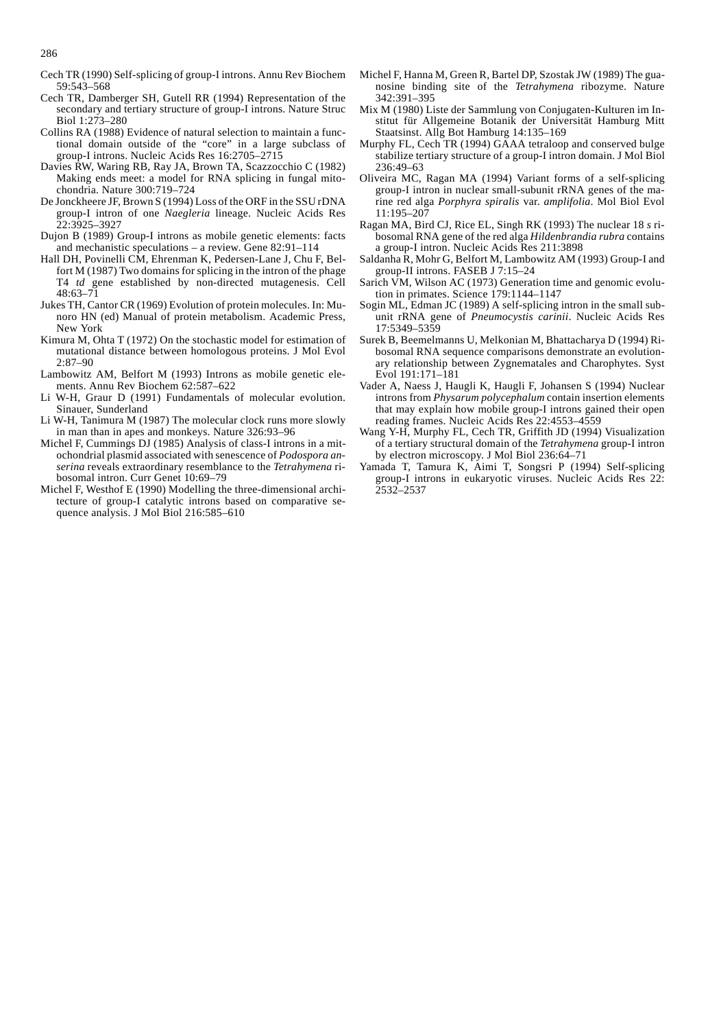Cech TR (1990) Self-splicing of group-I introns. Annu Rev Biochem 59:543–568

Cech TR, Damberger SH, Gutell RR (1994) Representation of the secondary and tertiary structure of group-I introns. Nature Struc Biol 1:273–280

Collins RA (1988) Evidence of natural selection to maintain a functional domain outside of the "core" in a large subclass of group-I introns. Nucleic Acids Res 16:2705–2715

Davies RW, Waring RB, Ray JA, Brown TA, Scazzocchio C (1982) Making ends meet: a model for RNA splicing in fungal mitochondria. Nature 300:719–724

De Jonckheere JF, Brown S (1994) Loss of the ORF in the SSU rDNA group-I intron of one *Naegleria* lineage. Nucleic Acids Res 22:3925–3927

Dujon B (1989) Group-I introns as mobile genetic elements: facts and mechanistic speculations – a review. Gene 82:91–114

Hall DH, Povinelli CM, Ehrenman K, Pedersen-Lane J, Chu F, Belfort M (1987) Two domains for splicing in the intron of the phage T4 *td* gene established by non-directed mutagenesis. Cell 48:63–71

Jukes TH, Cantor CR (1969) Evolution of protein molecules. In: Munoro HN (ed) Manual of protein metabolism. Academic Press, New York

Kimura M, Ohta T (1972) On the stochastic model for estimation of mutational distance between homologous proteins. J Mol Evol 2:87–90

Lambowitz AM, Belfort M (1993) Introns as mobile genetic elements. Annu Rev Biochem 62:587–622

Li W-H, Graur D (1991) Fundamentals of molecular evolution. Sinauer, Sunderland

Li W-H, Tanimura M (1987) The molecular clock runs more slowly in man than in apes and monkeys. Nature 326:93–96

Michel F, Cummings DJ (1985) Analysis of class-I introns in a mitochondrial plasmid associated with senescence of *Podospora anserina* reveals extraordinary resemblance to the *Tetrahymena* ribosomal intron. Curr Genet 10:69–79

Michel F, Westhof E (1990) Modelling the three-dimensional architecture of group-I catalytic introns based on comparative sequence analysis. J Mol Biol 216:585–610

Michel F, Hanna M, Green R, Bartel DP, Szostak JW (1989) The guanosine binding site of the *Tetrahymena* ribozyme. Nature 342:391–395

Mix M (1980) Liste der Sammlung von Conjugaten-Kulturen im Institut für Allgemeine Botanik der Universität Hamburg Mitt Staatsinst. Allg Bot Hamburg 14:135–169

Murphy FL, Cech TR (1994) GAAA tetraloop and conserved bulge stabilize tertiary structure of a group-I intron domain. J Mol Biol 236:49–63

Oliveira MC, Ragan MA (1994) Variant forms of a self-splicing group-I intron in nuclear small-subunit rRNA genes of the marine red alga *Porphyra spiralis* var. *amplifolia*. Mol Biol Evol 11:195–207

Ragan MA, Bird CJ, Rice EL, Singh RK (1993) The nuclear 18 *s* ribosomal RNA gene of the red alga *Hildenbrandia rubra* contains a group-I intron. Nucleic Acids Res 211:3898

Saldanha R, Mohr G, Belfort M, Lambowitz AM (1993) Group-I and group-II introns. FASEB J 7:15–24

Sarich VM, Wilson AC (1973) Generation time and genomic evolution in primates. Science 179:1144–1147

Sogin ML, Edman JC (1989) A self-splicing intron in the small subunit rRNA gene of *Pneumocystis carinii*. Nucleic Acids Res 17:5349–5359

Surek B, Beemelmanns U, Melkonian M, Bhattacharya D (1994) Ribosomal RNA sequence comparisons demonstrate an evolutionary relationship between Zygnematales and Charophytes. Syst Evol 191:171–181

Vader A, Naess J, Haugli K, Haugli F, Johansen S (1994) Nuclear introns from *Physarum polycephalum* contain insertion elements that may explain how mobile group-I introns gained their open reading frames. Nucleic Acids Res 22:4553–4559

Wang Y-H, Murphy FL, Cech TR, Griffith JD (1994) Visualization of a tertiary structural domain of the *Tetrahymena* group-I intron by electron microscopy. J Mol Biol 236:64–71

Yamada T, Tamura K, Aimi T, Songsri P (1994) Self-splicing group-I introns in eukaryotic viruses. Nucleic Acids Res 22: 2532–2537